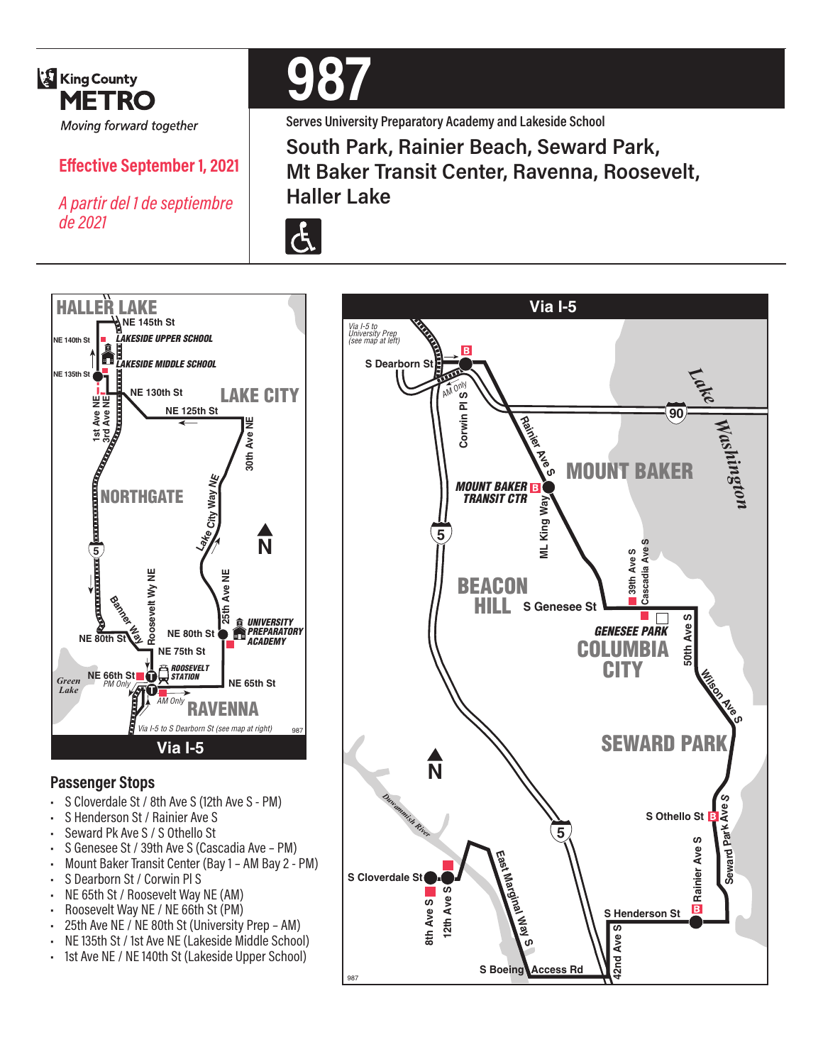King County METRO

*Moving forward together*

**Effective September 1, 2021**

*A partir del 1 de septiembre de 2021*

# 987

Serves University Preparatory Academy and Lakeside School

## South Park, Rainier Beach, Seward Park, Mt Baker Transit Center, Ravenna, Roosevelt, Haller Lake

HALLER LAKE
NE 145th St
NE 140th St
LAKESIDE UPPER SCHOOL
NE 135th St
LAKESIDE MIDDLE SCHOOL
NE 130th St
LAKE CITY
NE 125th St
1st Ave NE
3rd Ave NE
30th Ave NE
NORTHGATE
Lake City Way NE
5
N
Banner Way
Roosevelt Wy NE
25th Ave NE
UNIVERSITY PREPARATORY ACADEMY
NE 80th St
NE 80th St
NE 75th St
ROOSEVELT STATION
Green Lake
NE 66th St
PM Only
NE 65th St
AM Only
RAVENNA
Via I-5 to S Dearborn St (see map at right)

Via I-5

### Passenger Stops

- S Cloverdale St / 8th Ave S (12th Ave S - PM)
- S Henderson St / Rainier Ave S
- Seward Pk Ave S / S Othello St
- S Genesee St / 39th Ave S (Cascadia Ave – PM)
- Mount Baker Transit Center (Bay 1 – AM Bay 2 - PM)
- S Dearborn St / Corwin Pl S
- NE 65th St / Roosevelt Way NE (AM)
- Roosevelt Way NE / NE 66th St (PM)
- 25th Ave NE / NE 80th St (University Prep – AM)
- NE 135th St / 1st Ave NE (Lakeside Middle School)
- 1st Ave NE / NE 140th St (Lakeside Upper School)

Via I-5

Via I-5 to University Prep (see map at left)
S Dearborn St
AM Only
Corwin Pl S
90
Lake Washington
Rainier Ave S
MOUNT BAKER
MOUNT BAKER TRANSIT CTR
ML King Way
5
39th Ave S
Cascadia Ave S
BEACON HILL
S Genesee St
GENESEE PARK
COLUMBIA CITY
50th Ave S
Wilson Ave S
SEWARD PARK
N
Duwamish River
5
S Othello St
Seward Park Ave S
East Marginal Way S
S Cloverdale St
8th Ave S
12th Ave S
Rainier Ave S
S Henderson St
42nd Ave S
S Boeing Access Rd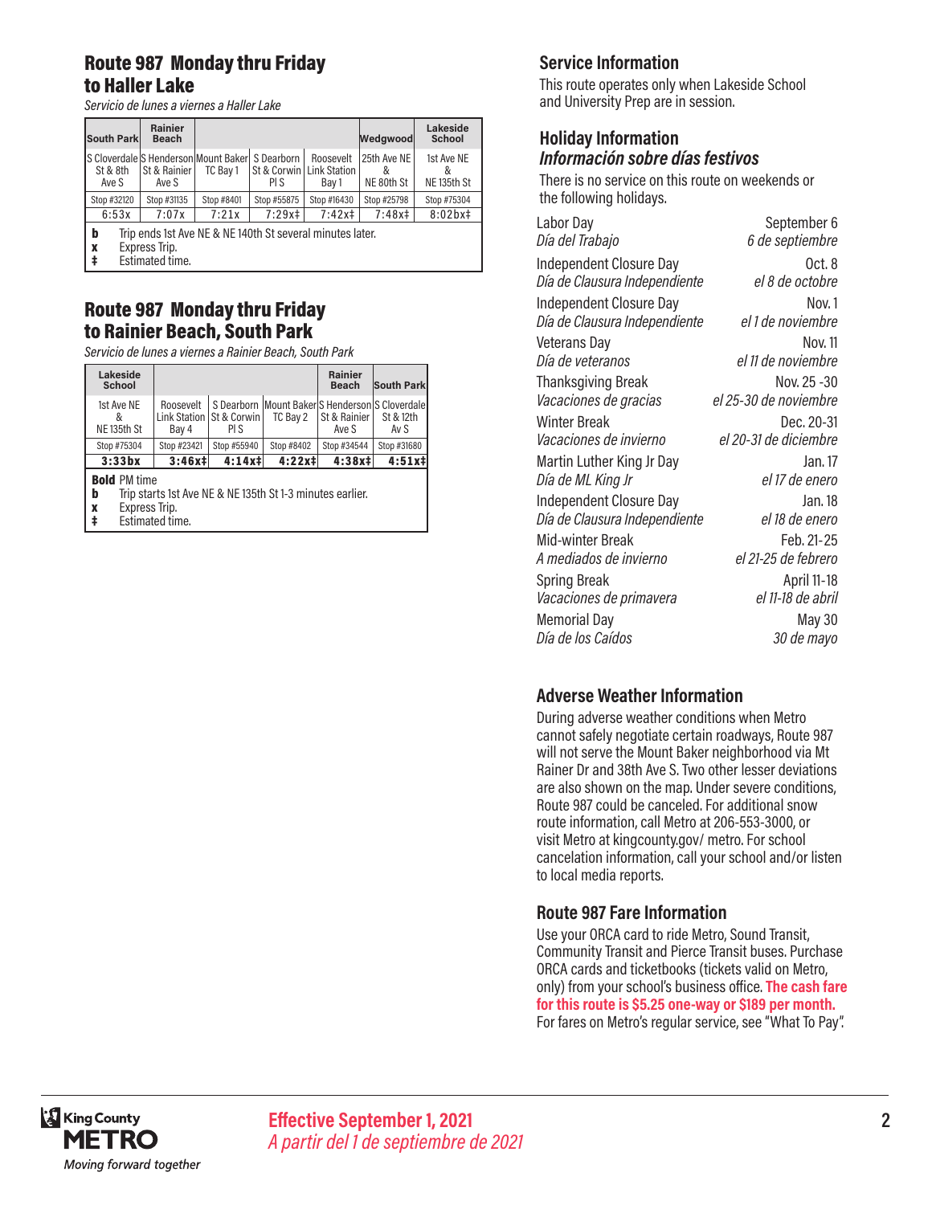## Route 987 Monday thru Friday to Haller Lake

*Servicio de lunes a viernes a Haller Lake*

| South Park | Rainier Beach | | | | Wedgwood | Lakeside School |
|---|---|---|---|---|---|---|
| S Cloverdale St & 8th Ave S | S Henderson St & Rainier Ave S | Mount Baker TC Bay 1 | S Dearborn St & Corwin Pl S | Roosevelt Link Station Bay 1 | 25th Ave NE & NE 80th St | 1st Ave NE & NE 135th St |
| Stop #32120 | Stop #31135 | Stop #8401 | Stop #55875 | Stop #16430 | Stop #25798 | Stop #75304 |
| 6:53x | 7:07x | 7:21x | 7:29x‡ | 7:42x‡ | 7:48x‡ | 8:02bx‡ |

**b** Trip ends 1st Ave NE & NE 140th St several minutes later.
**x** Express Trip.
**‡** Estimated time.

## Route 987 Monday thru Friday to Rainier Beach, South Park

*Servicio de lunes a viernes a Rainier Beach, South Park*

| Lakeside School | | | | Rainier Beach | South Park |
|---|---|---|---|---|---|
| 1st Ave NE & NE 135th St | Roosevelt Link Station Bay 4 | S Dearborn St & Corwin Pl S | Mount Baker TC Bay 2 | S Henderson St & Rainier Ave S | S Cloverdale St & 12th Av S |
| Stop #75304 | Stop #23421 | Stop #55940 | Stop #8402 | Stop #34544 | Stop #31680 |
| **3:33bx** | **3:46x‡** | **4:14x‡** | **4:22x‡** | **4:38x‡** | **4:51x‡** |

**Bold** PM time
**b** Trip starts 1st Ave NE & NE 135th St 1-3 minutes earlier.
**x** Express Trip.
**‡** Estimated time.

## Service Information

This route operates only when Lakeside School and University Prep are in session.

## Holiday Information
## *Información sobre días festivos*

There is no service on this route on weekends or the following holidays.

| | |
|---|---|
| Labor Day<br>*Día del Trabajo* | September 6<br>*6 de septiembre* |
| Independent Closure Day<br>*Día de Clausura Independiente* | Oct. 8<br>*el 8 de octobre* |
| Independent Closure Day<br>*Día de Clausura Independiente* | Nov. 1<br>*el 1 de noviembre* |
| Veterans Day<br>*Día de veteranos* | Nov. 11<br>*el 11 de noviembre* |
| Thanksgiving Break<br>*Vacaciones de gracias* | Nov. 25 -30<br>*el 25-30 de noviembre* |
| Winter Break<br>*Vacaciones de invierno* | Dec. 20-31<br>*el 20-31 de diciembre* |
| Martin Luther King Jr Day<br>*Día de ML King Jr* | Jan. 17<br>*el 17 de enero* |
| Independent Closure Day<br>*Día de Clausura Independiente* | Jan. 18<br>*el 18 de enero* |
| Mid-winter Break<br>*A mediados de invierno* | Feb. 21-25<br>*el 21-25 de febrero* |
| Spring Break<br>*Vacaciones de primavera* | April 11-18<br>*el 11-18 de abril* |
| Memorial Day<br>*Día de los Caídos* | May 30<br>*30 de mayo* |

## Adverse Weather Information

During adverse weather conditions when Metro cannot safely negotiate certain roadways, Route 987 will not serve the Mount Baker neighborhood via Mt Rainer Dr and 38th Ave S. Two other lesser deviations are also shown on the map. Under severe conditions, Route 987 could be canceled. For additional snow route information, call Metro at 206-553-3000, or visit Metro at kingcounty.gov/ metro. For school cancelation information, call your school and/or listen to local media reports.

## Route 987 Fare Information

Use your ORCA card to ride Metro, Sound Transit, Community Transit and Pierce Transit buses. Purchase ORCA cards and ticketbooks (tickets valid on Metro, only) from your school's business office. **The cash fare for this route is $5.25 one-way or $189 per month.** For fares on Metro's regular service, see "What To Pay".

King County METRO
*Moving forward together*

**Effective September 1, 2021**
*A partir del 1 de septiembre de 2021*